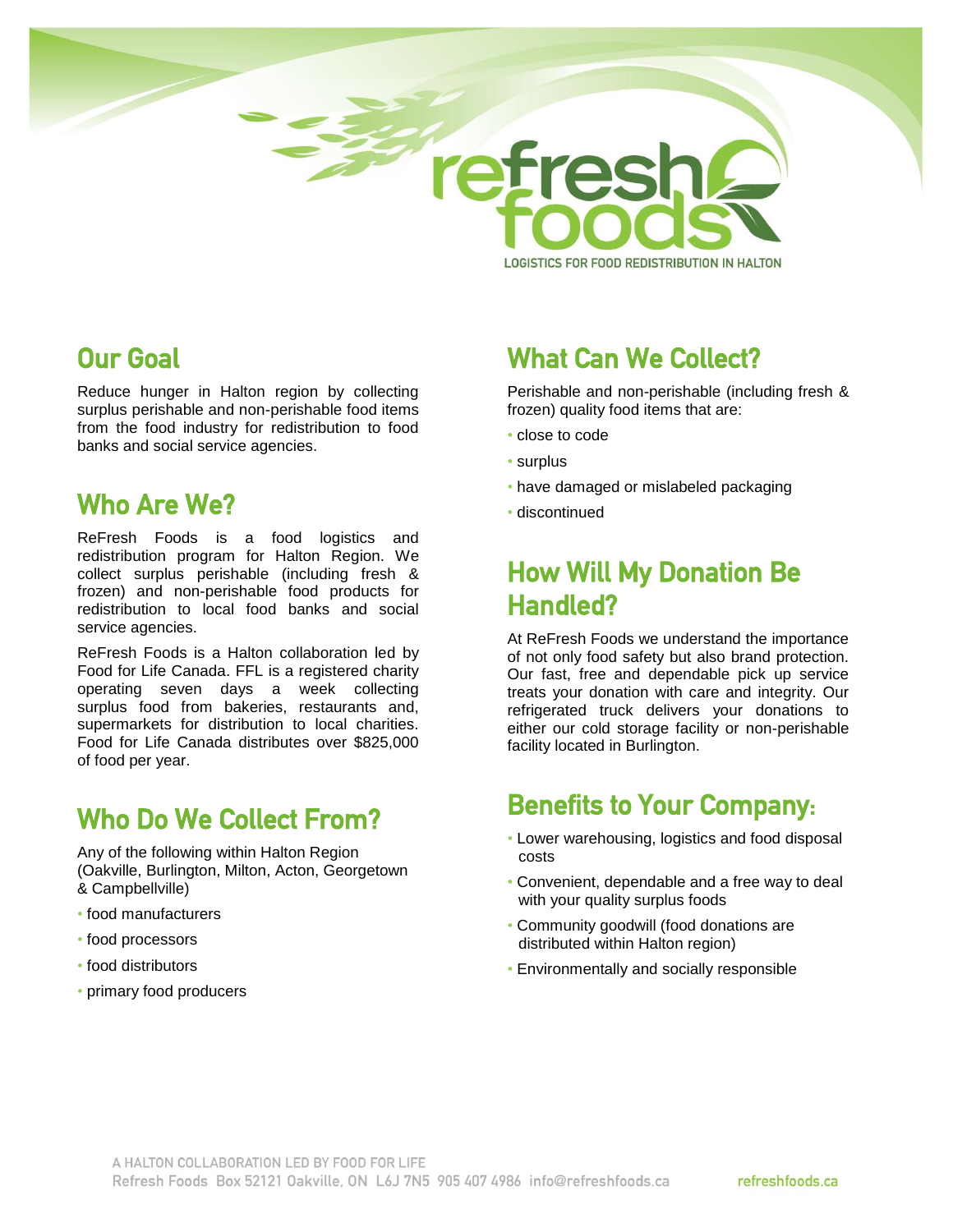# refresh foods

LOGISTICS FOR FOOD REDISTRIBUTION IN HALTON

## Our Goal

Reduce hunger in Halton region by collecting surplus perishable and non-perishable food items from the food industry for redistribution to food banks and social service agencies.

## Who Are We?

ReFresh Foods is a food logistics and redistribution program for Halton Region. We collect surplus perishable (including fresh & frozen) and non-perishable food products for redistribution to local food banks and social service agencies.

ReFresh Foods is a Halton collaboration led by Food for Life Canada. FFL is a registered charity operating seven days a week collecting surplus food from bakeries, restaurants and, supermarkets for distribution to local charities. Food for Life Canada distributes over $825,000 of food per year.

## Who Do We Collect From?

Any of the following within Halton Region (Oakville, Burlington, Milton, Acton, Georgetown & Campbellville)

- food manufacturers
- food processors
- food distributors
- primary food producers

## What Can We Collect?

Perishable and non-perishable (including fresh & frozen) quality food items that are:

- close to code
- surplus
- have damaged or mislabeled packaging
- discontinued

## How Will My Donation Be Handled?

At ReFresh Foods we understand the importance of not only food safety but also brand protection. Our fast, free and dependable pick up service treats your donation with care and integrity. Our refrigerated truck delivers your donations to either our cold storage facility or non-perishable facility located in Burlington.

## Benefits to Your Company:

- Lower warehousing, logistics and food disposal costs
- Convenient, dependable and a free way to deal with your quality surplus foods
- Community goodwill (food donations are distributed within Halton region)
- Environmentally and socially responsible

A HALTON COLLABORATION LED BY FOOD FOR LIFE
Refresh Foods Box 52121 Oakville, ON L6J 7N5 905 407 4986 info@refreshfoods.ca refreshfoods.ca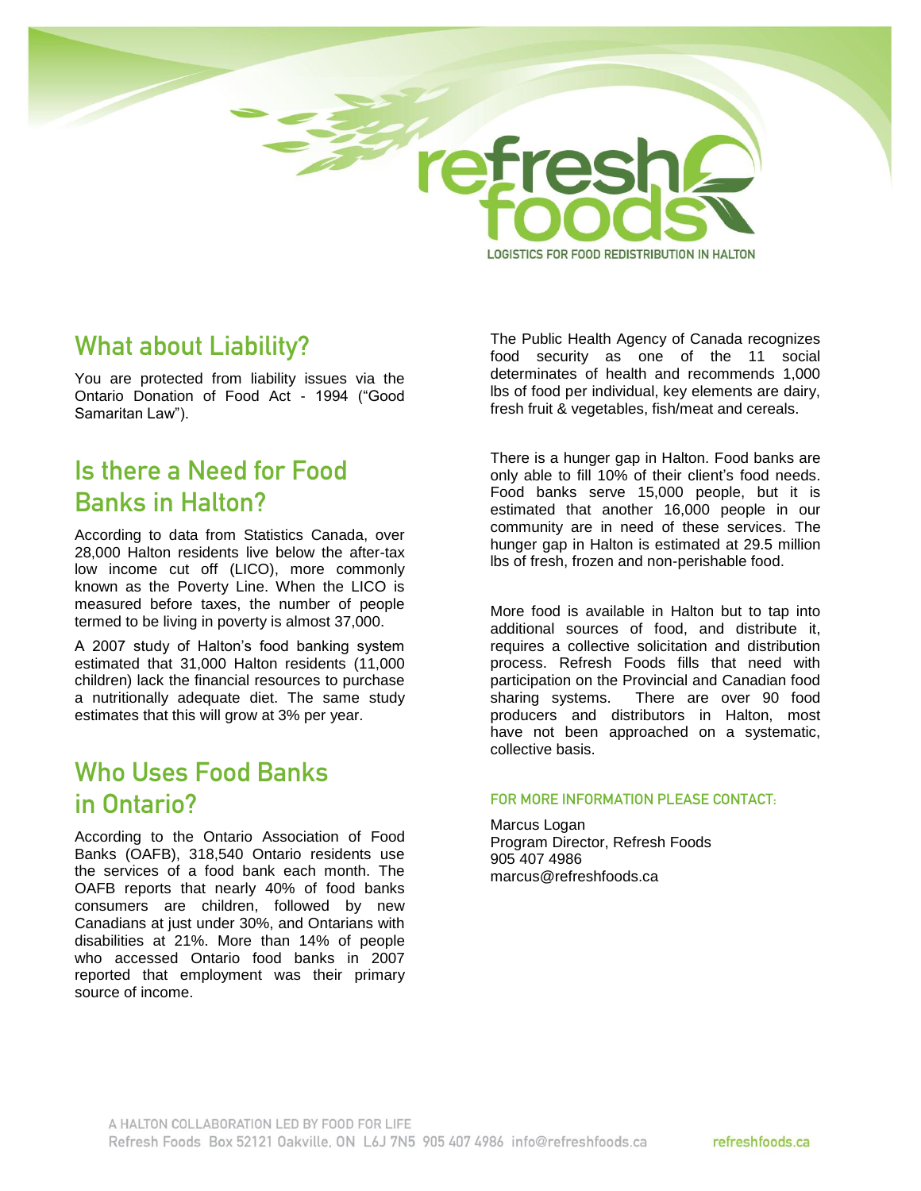refresh foods

LOGISTICS FOR FOOD REDISTRIBUTION IN HALTON

## What about Liability?

You are protected from liability issues via the Ontario Donation of Food Act - 1994 ("Good Samaritan Law").

## Is there a Need for Food Banks in Halton?

According to data from Statistics Canada, over 28,000 Halton residents live below the after-tax low income cut off (LICO), more commonly known as the Poverty Line. When the LICO is measured before taxes, the number of people termed to be living in poverty is almost 37,000.

A 2007 study of Halton's food banking system estimated that 31,000 Halton residents (11,000 children) lack the financial resources to purchase a nutritionally adequate diet. The same study estimates that this will grow at 3% per year.

## Who Uses Food Banks in Ontario?

According to the Ontario Association of Food Banks (OAFB), 318,540 Ontario residents use the services of a food bank each month. The OAFB reports that nearly 40% of food banks consumers are children, followed by new Canadians at just under 30%, and Ontarians with disabilities at 21%. More than 14% of people who accessed Ontario food banks in 2007 reported that employment was their primary source of income.

The Public Health Agency of Canada recognizes food security as one of the 11 social determinates of health and recommends 1,000 lbs of food per individual, key elements are dairy, fresh fruit & vegetables, fish/meat and cereals.

There is a hunger gap in Halton. Food banks are only able to fill 10% of their client's food needs. Food banks serve 15,000 people, but it is estimated that another 16,000 people in our community are in need of these services. The hunger gap in Halton is estimated at 29.5 million lbs of fresh, frozen and non-perishable food.

More food is available in Halton but to tap into additional sources of food, and distribute it, requires a collective solicitation and distribution process. Refresh Foods fills that need with participation on the Provincial and Canadian food sharing systems. There are over 90 food producers and distributors in Halton, most have not been approached on a systematic, collective basis.

#### FOR MORE INFORMATION PLEASE CONTACT:

Marcus Logan
Program Director, Refresh Foods
905 407 4986
marcus@refreshfoods.ca

A HALTON COLLABORATION LED BY FOOD FOR LIFE
Refresh Foods Box 52121 Oakville, ON L6J 7N5 905 407 4986 info@refreshfoods.ca refreshfoods.ca